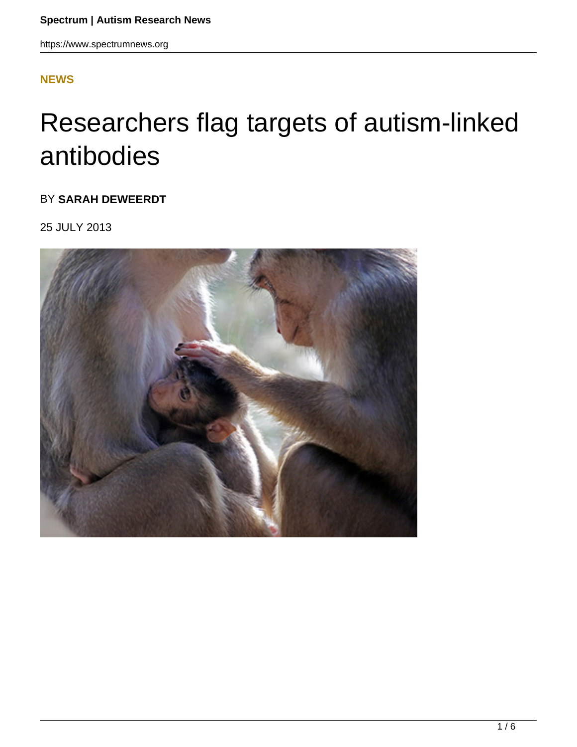**NEWS**

# Researchers flag targets of autism-linked antibodies

BY **SARAH DEWEERDT**

25 JULY 2013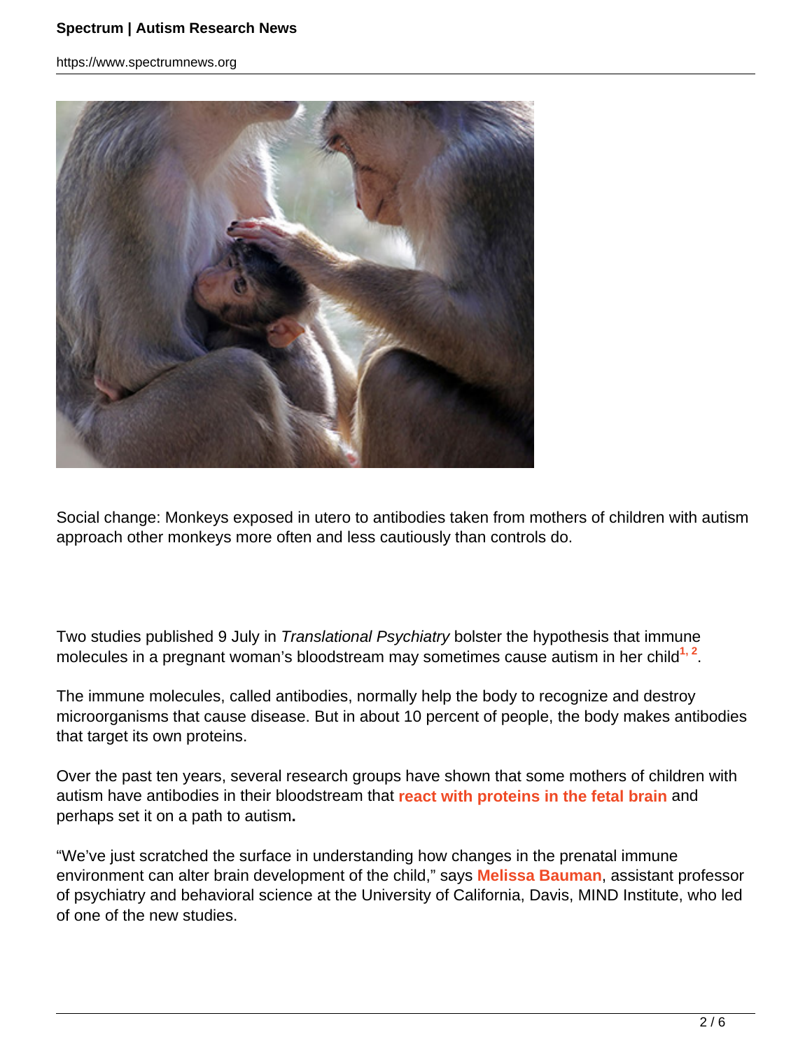Social change: Monkeys exposed in utero to antibodies taken from mothers of children with autism approach other monkeys more often and less cautiously than controls do.

Two studies published 9 July in *Translational Psychiatry* bolster the hypothesis that immune molecules in a pregnant woman's bloodstream may sometimes cause autism in her child[1, 2].

The immune molecules, called antibodies, normally help the body to recognize and destroy microorganisms that cause disease. But in about 10 percent of people, the body makes antibodies that target its own proteins.

Over the past ten years, several research groups have shown that some mothers of children with autism have antibodies in their bloodstream that **react with proteins in the fetal brain** and perhaps set it on a path to autism.

"We've just scratched the surface in understanding how changes in the prenatal immune environment can alter brain development of the child," says **Melissa Bauman**, assistant professor of psychiatry and behavioral science at the University of California, Davis, MIND Institute, who led of one of the new studies.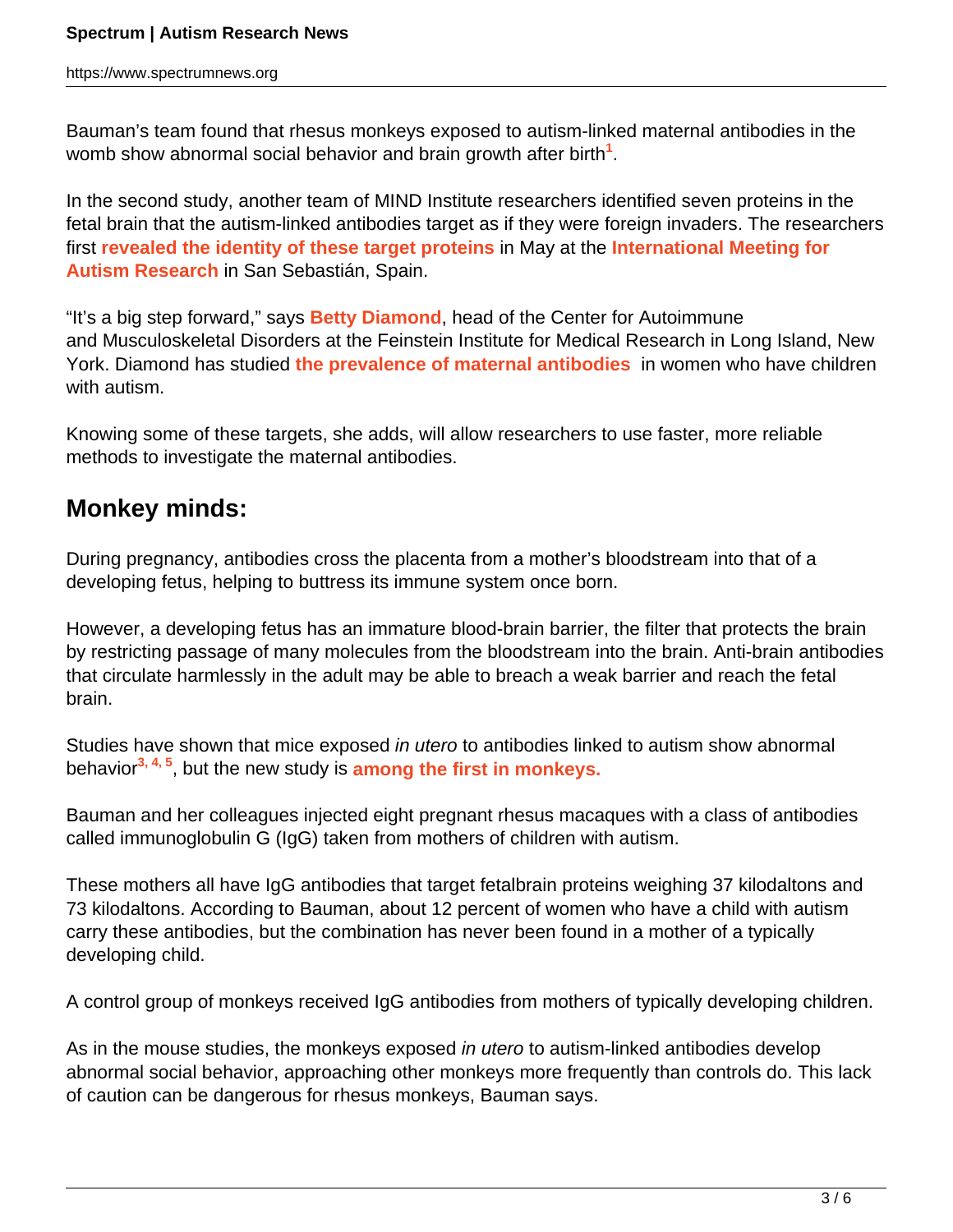Bauman's team found that rhesus monkeys exposed to autism-linked maternal antibodies in the womb show abnormal social behavior and brain growth after birth[1].

In the second study, another team of MIND Institute researchers identified seven proteins in the fetal brain that the autism-linked antibodies target as if they were foreign invaders. The researchers first **revealed the identity of these target proteins** in May at the **International Meeting for Autism Research** in San Sebastián, Spain.

"It's a big step forward," says **Betty Diamond**, head of the Center for Autoimmune and Musculoskeletal Disorders at the Feinstein Institute for Medical Research in Long Island, New York. Diamond has studied **the prevalence of maternal antibodies** in women who have children with autism.

Knowing some of these targets, she adds, will allow researchers to use faster, more reliable methods to investigate the maternal antibodies.

## Monkey minds:

During pregnancy, antibodies cross the placenta from a mother's bloodstream into that of a developing fetus, helping to buttress its immune system once born.

However, a developing fetus has an immature blood-brain barrier, the filter that protects the brain by restricting passage of many molecules from the bloodstream into the brain. Anti-brain antibodies that circulate harmlessly in the adult may be able to breach a weak barrier and reach the fetal brain.

Studies have shown that mice exposed *in utero* to antibodies linked to autism show abnormal behavior[3, 4, 5], but the new study is **among the first in monkeys.**

Bauman and her colleagues injected eight pregnant rhesus macaques with a class of antibodies called immunoglobulin G (IgG) taken from mothers of children with autism.

These mothers all have IgG antibodies that target fetalbrain proteins weighing 37 kilodaltons and 73 kilodaltons. According to Bauman, about 12 percent of women who have a child with autism carry these antibodies, but the combination has never been found in a mother of a typically developing child.

A control group of monkeys received IgG antibodies from mothers of typically developing children.

As in the mouse studies, the monkeys exposed *in utero* to autism-linked antibodies develop abnormal social behavior, approaching other monkeys more frequently than controls do. This lack of caution can be dangerous for rhesus monkeys, Bauman says.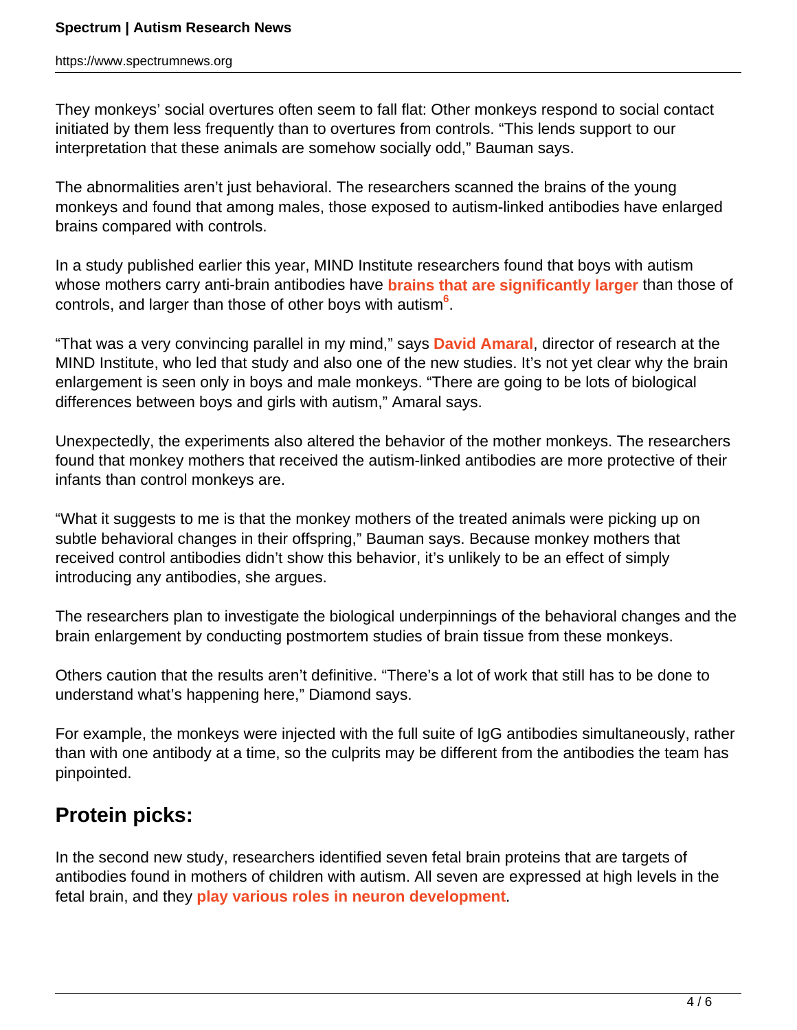They monkeys' social overtures often seem to fall flat: Other monkeys respond to social contact initiated by them less frequently than to overtures from controls. "This lends support to our interpretation that these animals are somehow socially odd," Bauman says.

The abnormalities aren't just behavioral. The researchers scanned the brains of the young monkeys and found that among males, those exposed to autism-linked antibodies have enlarged brains compared with controls.

In a study published earlier this year, MIND Institute researchers found that boys with autism whose mothers carry anti-brain antibodies have **brains that are significantly larger** than those of controls, and larger than those of other boys with autism[6].

"That was a very convincing parallel in my mind," says **David Amaral**, director of research at the MIND Institute, who led that study and also one of the new studies. It's not yet clear why the brain enlargement is seen only in boys and male monkeys. "There are going to be lots of biological differences between boys and girls with autism," Amaral says.

Unexpectedly, the experiments also altered the behavior of the mother monkeys. The researchers found that monkey mothers that received the autism-linked antibodies are more protective of their infants than control monkeys are.

"What it suggests to me is that the monkey mothers of the treated animals were picking up on subtle behavioral changes in their offspring," Bauman says. Because monkey mothers that received control antibodies didn't show this behavior, it's unlikely to be an effect of simply introducing any antibodies, she argues.

The researchers plan to investigate the biological underpinnings of the behavioral changes and the brain enlargement by conducting postmortem studies of brain tissue from these monkeys.

Others caution that the results aren't definitive. "There's a lot of work that still has to be done to understand what's happening here," Diamond says.

For example, the monkeys were injected with the full suite of IgG antibodies simultaneously, rather than with one antibody at a time, so the culprits may be different from the antibodies the team has pinpointed.

## Protein picks:

In the second new study, researchers identified seven fetal brain proteins that are targets of antibodies found in mothers of children with autism. All seven are expressed at high levels in the fetal brain, and they **play various roles in neuron development**.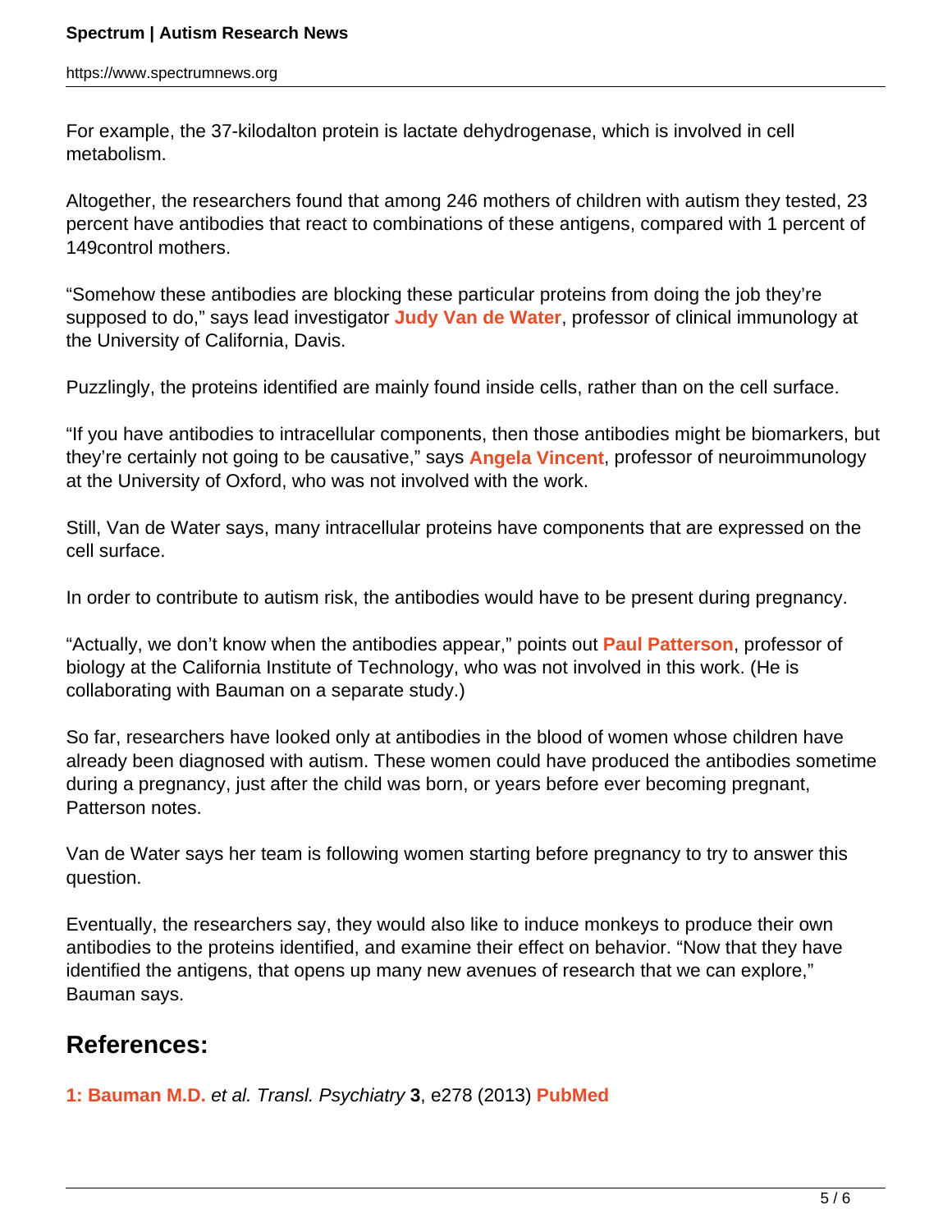For example, the 37-kilodalton protein is lactate dehydrogenase, which is involved in cell metabolism.

Altogether, the researchers found that among 246 mothers of children with autism they tested, 23 percent have antibodies that react to combinations of these antigens, compared with 1 percent of 149control mothers.

"Somehow these antibodies are blocking these particular proteins from doing the job they're supposed to do," says lead investigator **Judy Van de Water**, professor of clinical immunology at the University of California, Davis.

Puzzlingly, the proteins identified are mainly found inside cells, rather than on the cell surface.

"If you have antibodies to intracellular components, then those antibodies might be biomarkers, but they're certainly not going to be causative," says **Angela Vincent**, professor of neuroimmunology at the University of Oxford, who was not involved with the work.

Still, Van de Water says, many intracellular proteins have components that are expressed on the cell surface.

In order to contribute to autism risk, the antibodies would have to be present during pregnancy.

"Actually, we don't know when the antibodies appear," points out **Paul Patterson**, professor of biology at the California Institute of Technology, who was not involved in this work. (He is collaborating with Bauman on a separate study.)

So far, researchers have looked only at antibodies in the blood of women whose children have already been diagnosed with autism. These women could have produced the antibodies sometime during a pregnancy, just after the child was born, or years before ever becoming pregnant, Patterson notes.

Van de Water says her team is following women starting before pregnancy to try to answer this question.

Eventually, the researchers say, they would also like to induce monkeys to produce their own antibodies to the proteins identified, and examine their effect on behavior. "Now that they have identified the antigens, that opens up many new avenues of research that we can explore," Bauman says.

## References:

**1: Bauman M.D.** *et al. Transl. Psychiatry* **3**, e278 (2013) **PubMed**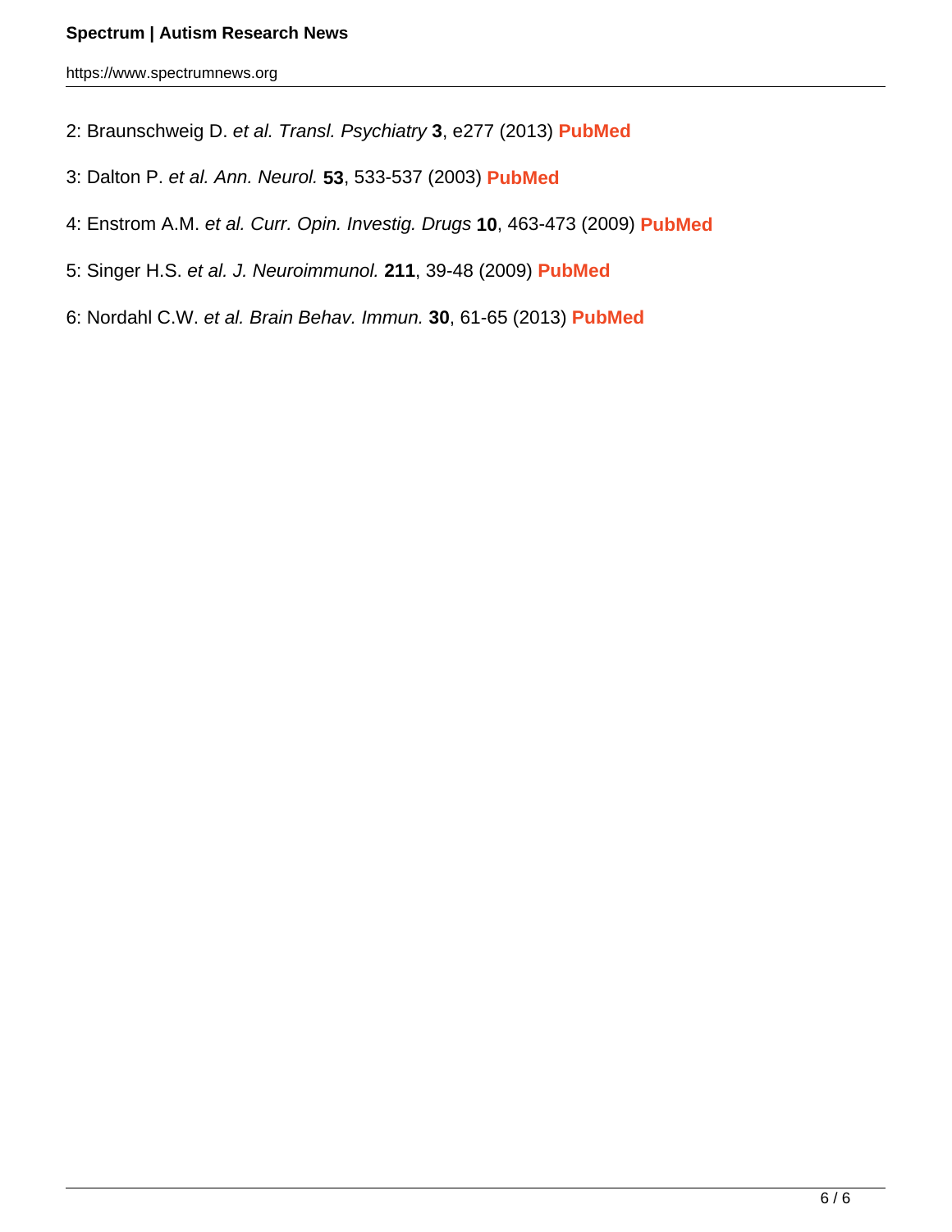2: Braunschweig D. *et al. Transl. Psychiatry* **3**, e277 (2013) **PubMed**

3: Dalton P. *et al. Ann. Neurol.* **53**, 533-537 (2003) **PubMed**

4: Enstrom A.M. *et al. Curr. Opin. Investig. Drugs* **10**, 463-473 (2009) **PubMed**

5: Singer H.S. *et al. J. Neuroimmunol.* **211**, 39-48 (2009) **PubMed**

6: Nordahl C.W. *et al. Brain Behav. Immun.* **30**, 61-65 (2013) **PubMed**